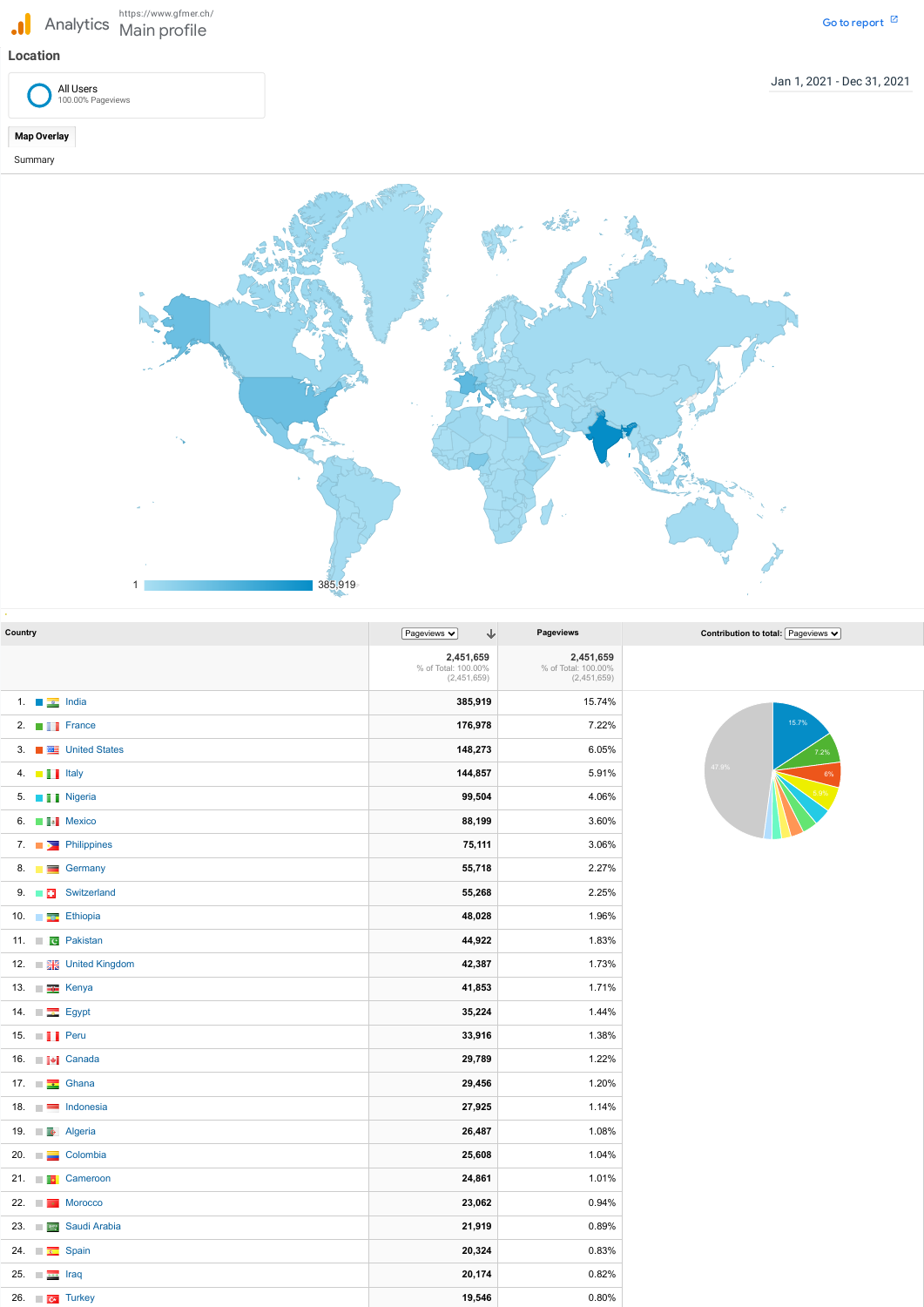Analytics https://www.gfmer.ch/ Main profile

Go to report

## Location

All Users
100.00% Pageviews

Jan 1, 2021 - Dec 31, 2021

Map Overlay

Summary

1 385,919

| Country | Pageviews | Pageviews | Contribution to total: Pageviews |
|---|---|---|---|
| | 2,451,659<br>% of Total: 100.00% (2,451,659) | 2,451,659<br>% of Total: 100.00% (2,451,659) | |
| 1. India | 385,919 | 15.74% | |
| 2. France | 176,978 | 7.22% | |
| 3. United States | 148,273 | 6.05% | |
| 4. Italy | 144,857 | 5.91% | |
| 5. Nigeria | 99,504 | 4.06% | |
| 6. Mexico | 88,199 | 3.60% | |
| 7. Philippines | 75,111 | 3.06% | |
| 8. Germany | 55,718 | 2.27% | |
| 9. Switzerland | 55,268 | 2.25% | |
| 10. Ethiopia | 48,028 | 1.96% | |
| 11. Pakistan | 44,922 | 1.83% | |
| 12. United Kingdom | 42,387 | 1.73% | |
| 13. Kenya | 41,853 | 1.71% | |
| 14. Egypt | 35,224 | 1.44% | |
| 15. Peru | 33,916 | 1.38% | |
| 16. Canada | 29,789 | 1.22% | |
| 17. Ghana | 29,456 | 1.20% | |
| 18. Indonesia | 27,925 | 1.14% | |
| 19. Algeria | 26,487 | 1.08% | |
| 20. Colombia | 25,608 | 1.04% | |
| 21. Cameroon | 24,861 | 1.01% | |
| 22. Morocco | 23,062 | 0.94% | |
| 23. Saudi Arabia | 21,919 | 0.89% | |
| 24. Spain | 20,324 | 0.83% | |
| 25. Iraq | 20,174 | 0.82% | |
| 26. Turkey | 19,546 | 0.80% | |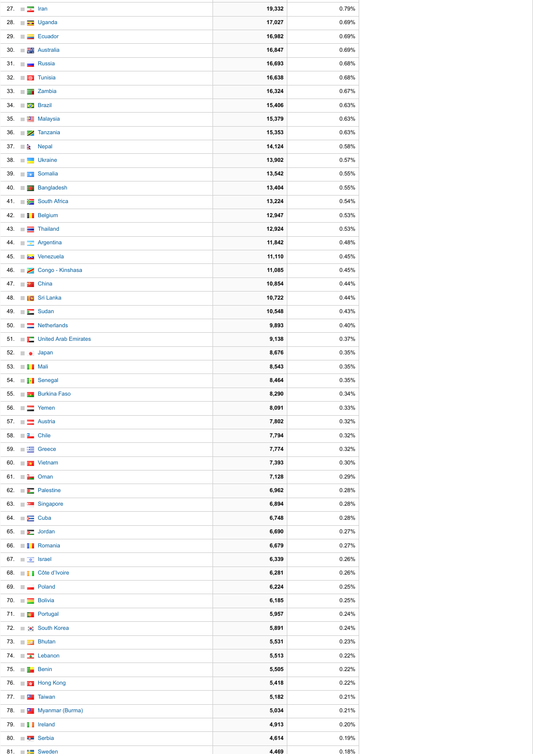| | | | |
|---|---|---|---|
| 27. | Iran | 19,332 | 0.79% |
| 28. | Uganda | 17,027 | 0.69% |
| 29. | Ecuador | 16,982 | 0.69% |
| 30. | Australia | 16,847 | 0.69% |
| 31. | Russia | 16,693 | 0.68% |
| 32. | Tunisia | 16,638 | 0.68% |
| 33. | Zambia | 16,324 | 0.67% |
| 34. | Brazil | 15,406 | 0.63% |
| 35. | Malaysia | 15,379 | 0.63% |
| 36. | Tanzania | 15,353 | 0.63% |
| 37. | Nepal | 14,124 | 0.58% |
| 38. | Ukraine | 13,902 | 0.57% |
| 39. | Somalia | 13,542 | 0.55% |
| 40. | Bangladesh | 13,404 | 0.55% |
| 41. | South Africa | 13,224 | 0.54% |
| 42. | Belgium | 12,947 | 0.53% |
| 43. | Thailand | 12,924 | 0.53% |
| 44. | Argentina | 11,842 | 0.48% |
| 45. | Venezuela | 11,110 | 0.45% |
| 46. | Congo - Kinshasa | 11,085 | 0.45% |
| 47. | China | 10,854 | 0.44% |
| 48. | Sri Lanka | 10,722 | 0.44% |
| 49. | Sudan | 10,548 | 0.43% |
| 50. | Netherlands | 9,893 | 0.40% |
| 51. | United Arab Emirates | 9,138 | 0.37% |
| 52. | Japan | 8,676 | 0.35% |
| 53. | Mali | 8,543 | 0.35% |
| 54. | Senegal | 8,464 | 0.35% |
| 55. | Burkina Faso | 8,290 | 0.34% |
| 56. | Yemen | 8,091 | 0.33% |
| 57. | Austria | 7,802 | 0.32% |
| 58. | Chile | 7,794 | 0.32% |
| 59. | Greece | 7,774 | 0.32% |
| 60. | Vietnam | 7,393 | 0.30% |
| 61. | Oman | 7,128 | 0.29% |
| 62. | Palestine | 6,962 | 0.28% |
| 63. | Singapore | 6,894 | 0.28% |
| 64. | Cuba | 6,748 | 0.28% |
| 65. | Jordan | 6,690 | 0.27% |
| 66. | Romania | 6,679 | 0.27% |
| 67. | Israel | 6,339 | 0.26% |
| 68. | Côte d'Ivoire | 6,281 | 0.26% |
| 69. | Poland | 6,224 | 0.25% |
| 70. | Bolivia | 6,185 | 0.25% |
| 71. | Portugal | 5,957 | 0.24% |
| 72. | South Korea | 5,891 | 0.24% |
| 73. | Bhutan | 5,531 | 0.23% |
| 74. | Lebanon | 5,513 | 0.22% |
| 75. | Benin | 5,505 | 0.22% |
| 76. | Hong Kong | 5,418 | 0.22% |
| 77. | Taiwan | 5,182 | 0.21% |
| 78. | Myanmar (Burma) | 5,034 | 0.21% |
| 79. | Ireland | 4,913 | 0.20% |
| 80. | Serbia | 4,614 | 0.19% |
| 81. | Sweden | 4,469 | 0.18% |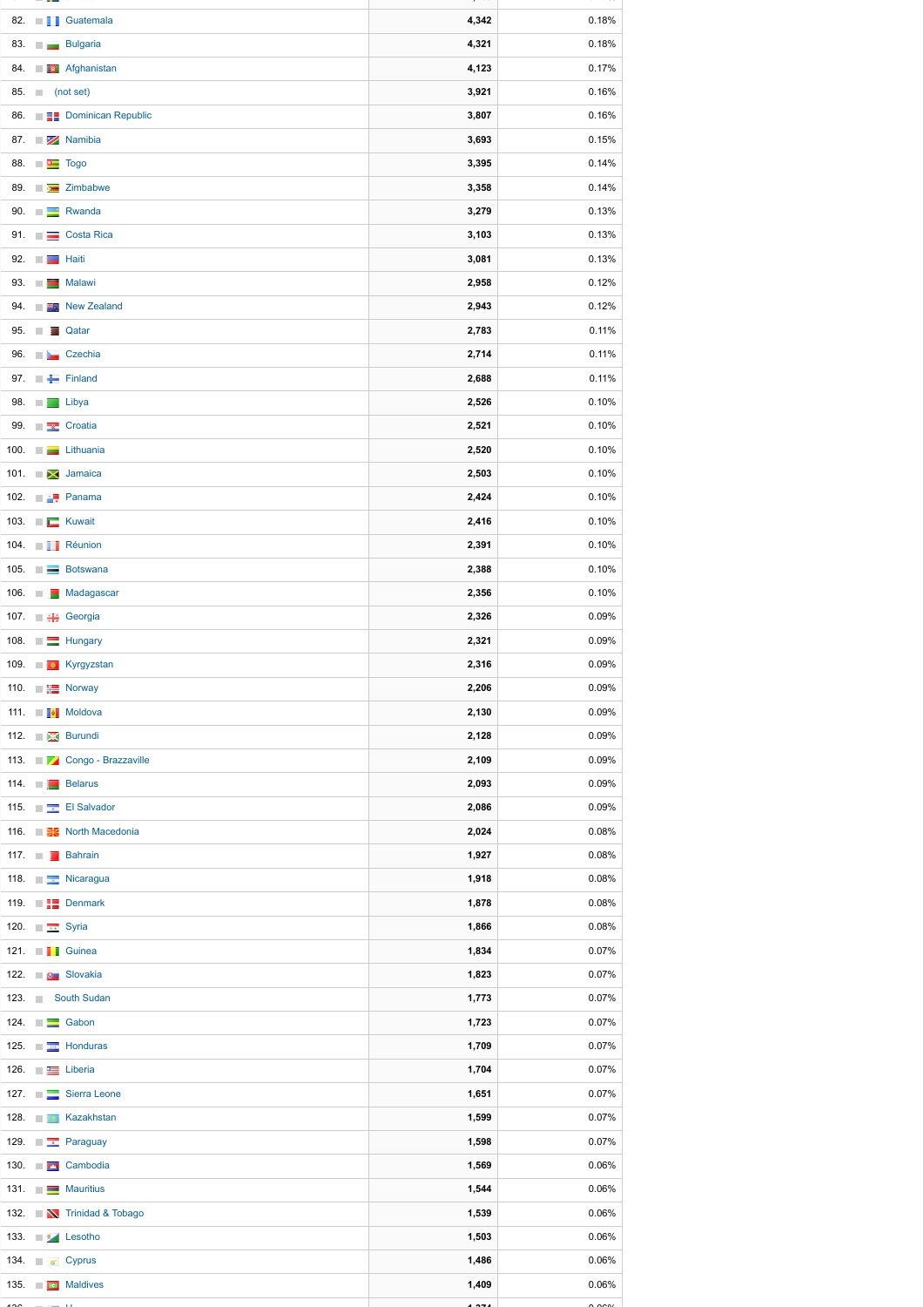| | | | |
|---|---|---|---|
| 82. | Guatemala | 4,342 | 0.18% |
| 83. | Bulgaria | 4,321 | 0.18% |
| 84. | Afghanistan | 4,123 | 0.17% |
| 85. | (not set) | 3,921 | 0.16% |
| 86. | Dominican Republic | 3,807 | 0.16% |
| 87. | Namibia | 3,693 | 0.15% |
| 88. | Togo | 3,395 | 0.14% |
| 89. | Zimbabwe | 3,358 | 0.14% |
| 90. | Rwanda | 3,279 | 0.13% |
| 91. | Costa Rica | 3,103 | 0.13% |
| 92. | Haiti | 3,081 | 0.13% |
| 93. | Malawi | 2,958 | 0.12% |
| 94. | New Zealand | 2,943 | 0.12% |
| 95. | Qatar | 2,783 | 0.11% |
| 96. | Czechia | 2,714 | 0.11% |
| 97. | Finland | 2,688 | 0.11% |
| 98. | Libya | 2,526 | 0.10% |
| 99. | Croatia | 2,521 | 0.10% |
| 100. | Lithuania | 2,520 | 0.10% |
| 101. | Jamaica | 2,503 | 0.10% |
| 102. | Panama | 2,424 | 0.10% |
| 103. | Kuwait | 2,416 | 0.10% |
| 104. | Réunion | 2,391 | 0.10% |
| 105. | Botswana | 2,388 | 0.10% |
| 106. | Madagascar | 2,356 | 0.10% |
| 107. | Georgia | 2,326 | 0.09% |
| 108. | Hungary | 2,321 | 0.09% |
| 109. | Kyrgyzstan | 2,316 | 0.09% |
| 110. | Norway | 2,206 | 0.09% |
| 111. | Moldova | 2,130 | 0.09% |
| 112. | Burundi | 2,128 | 0.09% |
| 113. | Congo - Brazzaville | 2,109 | 0.09% |
| 114. | Belarus | 2,093 | 0.09% |
| 115. | El Salvador | 2,086 | 0.09% |
| 116. | North Macedonia | 2,024 | 0.08% |
| 117. | Bahrain | 1,927 | 0.08% |
| 118. | Nicaragua | 1,918 | 0.08% |
| 119. | Denmark | 1,878 | 0.08% |
| 120. | Syria | 1,866 | 0.08% |
| 121. | Guinea | 1,834 | 0.07% |
| 122. | Slovakia | 1,823 | 0.07% |
| 123. | South Sudan | 1,773 | 0.07% |
| 124. | Gabon | 1,723 | 0.07% |
| 125. | Honduras | 1,709 | 0.07% |
| 126. | Liberia | 1,704 | 0.07% |
| 127. | Sierra Leone | 1,651 | 0.07% |
| 128. | Kazakhstan | 1,599 | 0.07% |
| 129. | Paraguay | 1,598 | 0.07% |
| 130. | Cambodia | 1,569 | 0.06% |
| 131. | Mauritius | 1,544 | 0.06% |
| 132. | Trinidad & Tobago | 1,539 | 0.06% |
| 133. | Lesotho | 1,503 | 0.06% |
| 134. | Cyprus | 1,486 | 0.06% |
| 135. | Maldives | 1,409 | 0.06% |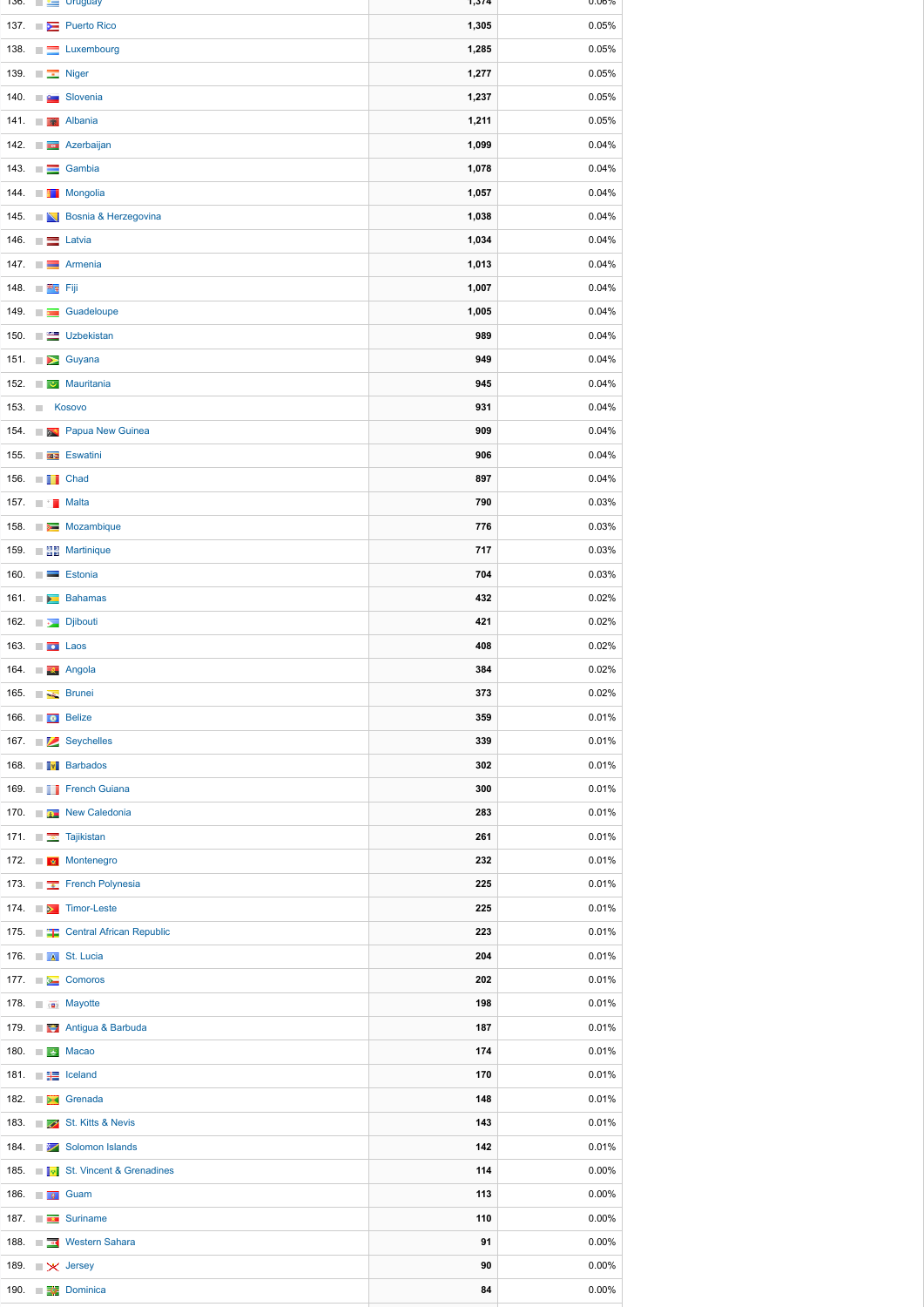| | | | |
|---|---|---|---|
| 136. | Uruguay | 1,374 | 0.06% |
| 137. | Puerto Rico | 1,305 | 0.05% |
| 138. | Luxembourg | 1,285 | 0.05% |
| 139. | Niger | 1,277 | 0.05% |
| 140. | Slovenia | 1,237 | 0.05% |
| 141. | Albania | 1,211 | 0.05% |
| 142. | Azerbaijan | 1,099 | 0.04% |
| 143. | Gambia | 1,078 | 0.04% |
| 144. | Mongolia | 1,057 | 0.04% |
| 145. | Bosnia & Herzegovina | 1,038 | 0.04% |
| 146. | Latvia | 1,034 | 0.04% |
| 147. | Armenia | 1,013 | 0.04% |
| 148. | Fiji | 1,007 | 0.04% |
| 149. | Guadeloupe | 1,005 | 0.04% |
| 150. | Uzbekistan | 989 | 0.04% |
| 151. | Guyana | 949 | 0.04% |
| 152. | Mauritania | 945 | 0.04% |
| 153. | Kosovo | 931 | 0.04% |
| 154. | Papua New Guinea | 909 | 0.04% |
| 155. | Eswatini | 906 | 0.04% |
| 156. | Chad | 897 | 0.04% |
| 157. | Malta | 790 | 0.03% |
| 158. | Mozambique | 776 | 0.03% |
| 159. | Martinique | 717 | 0.03% |
| 160. | Estonia | 704 | 0.03% |
| 161. | Bahamas | 432 | 0.02% |
| 162. | Djibouti | 421 | 0.02% |
| 163. | Laos | 408 | 0.02% |
| 164. | Angola | 384 | 0.02% |
| 165. | Brunei | 373 | 0.02% |
| 166. | Belize | 359 | 0.01% |
| 167. | Seychelles | 339 | 0.01% |
| 168. | Barbados | 302 | 0.01% |
| 169. | French Guiana | 300 | 0.01% |
| 170. | New Caledonia | 283 | 0.01% |
| 171. | Tajikistan | 261 | 0.01% |
| 172. | Montenegro | 232 | 0.01% |
| 173. | French Polynesia | 225 | 0.01% |
| 174. | Timor-Leste | 225 | 0.01% |
| 175. | Central African Republic | 223 | 0.01% |
| 176. | St. Lucia | 204 | 0.01% |
| 177. | Comoros | 202 | 0.01% |
| 178. | Mayotte | 198 | 0.01% |
| 179. | Antigua & Barbuda | 187 | 0.01% |
| 180. | Macao | 174 | 0.01% |
| 181. | Iceland | 170 | 0.01% |
| 182. | Grenada | 148 | 0.01% |
| 183. | St. Kitts & Nevis | 143 | 0.01% |
| 184. | Solomon Islands | 142 | 0.01% |
| 185. | St. Vincent & Grenadines | 114 | 0.00% |
| 186. | Guam | 113 | 0.00% |
| 187. | Suriname | 110 | 0.00% |
| 188. | Western Sahara | 91 | 0.00% |
| 189. | Jersey | 90 | 0.00% |
| 190. | Dominica | 84 | 0.00% |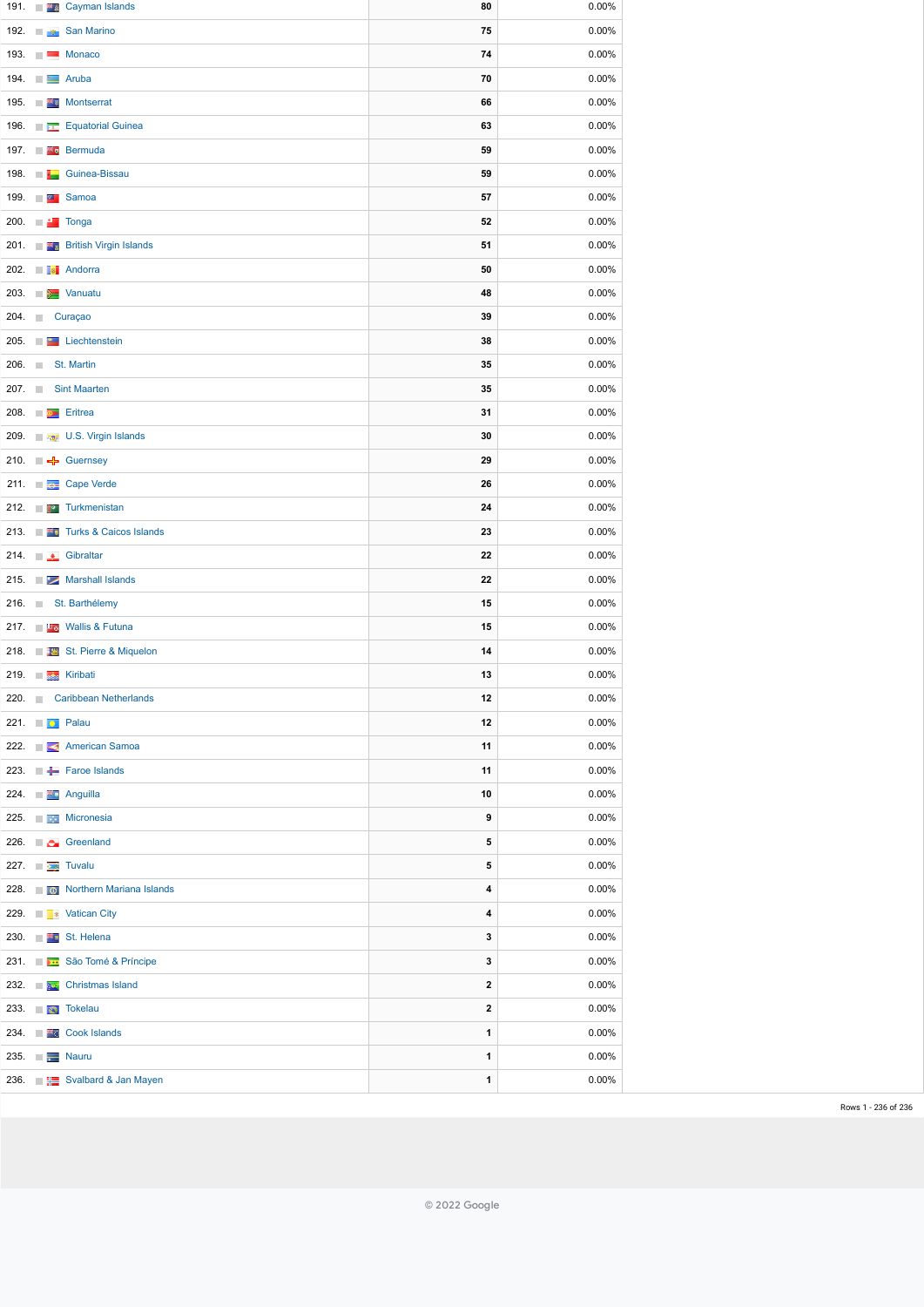| | | | |
|---|---|---|---|
| 191. | Cayman Islands | 80 | 0.00% |
| 192. | San Marino | 75 | 0.00% |
| 193. | Monaco | 74 | 0.00% |
| 194. | Aruba | 70 | 0.00% |
| 195. | Montserrat | 66 | 0.00% |
| 196. | Equatorial Guinea | 63 | 0.00% |
| 197. | Bermuda | 59 | 0.00% |
| 198. | Guinea-Bissau | 59 | 0.00% |
| 199. | Samoa | 57 | 0.00% |
| 200. | Tonga | 52 | 0.00% |
| 201. | British Virgin Islands | 51 | 0.00% |
| 202. | Andorra | 50 | 0.00% |
| 203. | Vanuatu | 48 | 0.00% |
| 204. | Curaçao | 39 | 0.00% |
| 205. | Liechtenstein | 38 | 0.00% |
| 206. | St. Martin | 35 | 0.00% |
| 207. | Sint Maarten | 35 | 0.00% |
| 208. | Eritrea | 31 | 0.00% |
| 209. | U.S. Virgin Islands | 30 | 0.00% |
| 210. | Guernsey | 29 | 0.00% |
| 211. | Cape Verde | 26 | 0.00% |
| 212. | Turkmenistan | 24 | 0.00% |
| 213. | Turks & Caicos Islands | 23 | 0.00% |
| 214. | Gibraltar | 22 | 0.00% |
| 215. | Marshall Islands | 22 | 0.00% |
| 216. | St. Barthélemy | 15 | 0.00% |
| 217. | Wallis & Futuna | 15 | 0.00% |
| 218. | St. Pierre & Miquelon | 14 | 0.00% |
| 219. | Kiribati | 13 | 0.00% |
| 220. | Caribbean Netherlands | 12 | 0.00% |
| 221. | Palau | 12 | 0.00% |
| 222. | American Samoa | 11 | 0.00% |
| 223. | Faroe Islands | 11 | 0.00% |
| 224. | Anguilla | 10 | 0.00% |
| 225. | Micronesia | 9 | 0.00% |
| 226. | Greenland | 5 | 0.00% |
| 227. | Tuvalu | 5 | 0.00% |
| 228. | Northern Mariana Islands | 4 | 0.00% |
| 229. | Vatican City | 4 | 0.00% |
| 230. | St. Helena | 3 | 0.00% |
| 231. | São Tomé & Príncipe | 3 | 0.00% |
| 232. | Christmas Island | 2 | 0.00% |
| 233. | Tokelau | 2 | 0.00% |
| 234. | Cook Islands | 1 | 0.00% |
| 235. | Nauru | 1 | 0.00% |
| 236. | Svalbard & Jan Mayen | 1 | 0.00% |

Rows 1 - 236 of 236

© 2022 Google